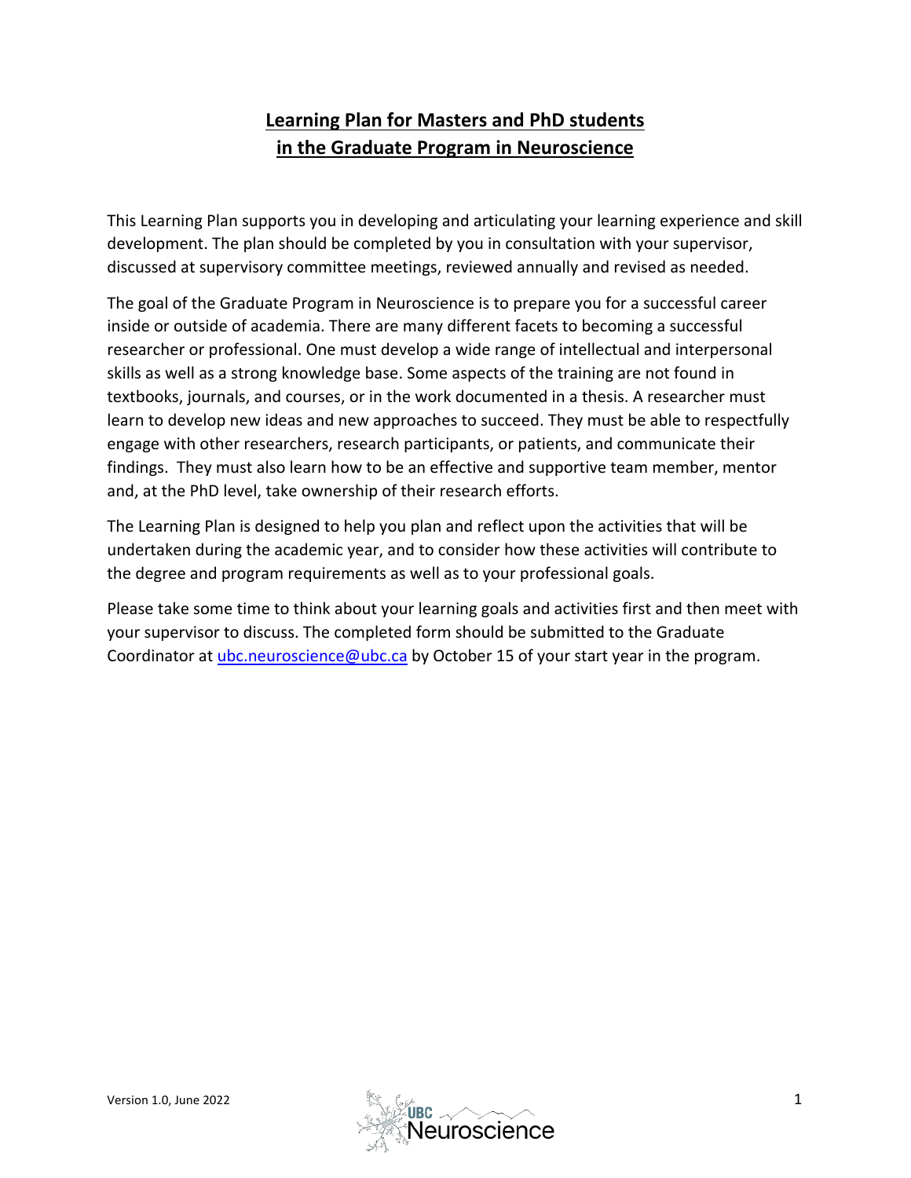# Learning Plan for Masters and PhD students in the Graduate Program in Neuroscience

This Learning Plan supports you in developing and articulating your learning experience and skill development. The plan should be completed by you in consultation with your supervisor, discussed at supervisory committee meetings, reviewed annually and revised as needed.

The goal of the Graduate Program in Neuroscience is to prepare you for a successful career inside or outside of academia. There are many different facets to becoming a successful researcher or professional. One must develop a wide range of intellectual and interpersonal skills as well as a strong knowledge base. Some aspects of the training are not found in textbooks, journals, and courses, or in the work documented in a thesis. A researcher must learn to develop new ideas and new approaches to succeed. They must be able to respectfully engage with other researchers, research participants, or patients, and communicate their findings. They must also learn how to be an effective and supportive team member, mentor and, at the PhD level, take ownership of their research efforts.

The Learning Plan is designed to help you plan and reflect upon the activities that will be undertaken during the academic year, and to consider how these activities will contribute to the degree and program requirements as well as to your professional goals.

Please take some time to think about your learning goals and activities first and then meet with your supervisor to discuss. The completed form should be submitted to the Graduate Coordinator at [ubc.neuroscience@ubc.ca](mailto:ubc.neuroscience@ubc.ca) by October 15 of your start year in the program.

Version 1.0, June 2022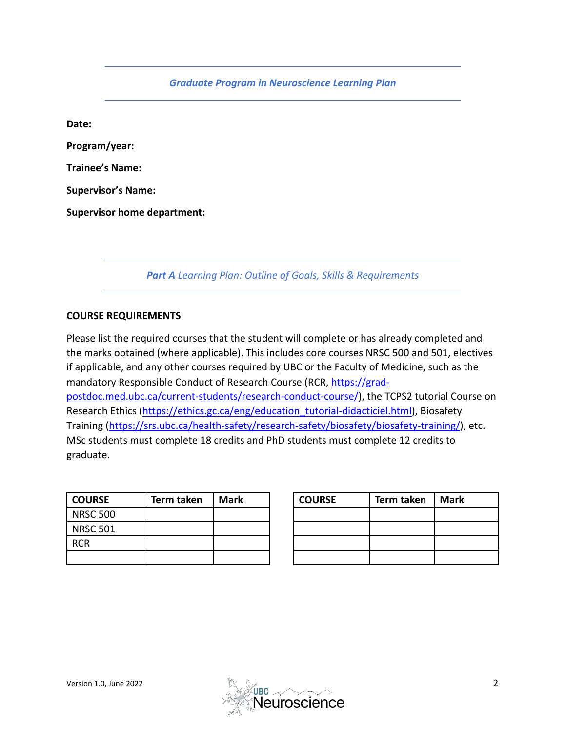*Graduate Program in Neuroscience Learning Plan*

**Date:**

**Program/year:**

**Trainee's Name:**

**Supervisor's Name:**

**Supervisor home department:**

***Part A** Learning Plan: Outline of Goals, Skills & Requirements*

**COURSE REQUIREMENTS**

Please list the required courses that the student will complete or has already completed and the marks obtained (where applicable). This includes core courses NRSC 500 and 501, electives if applicable, and any other courses required by UBC or the Faculty of Medicine, such as the mandatory Responsible Conduct of Research Course (RCR, https://grad-postdoc.med.ubc.ca/current-students/research-conduct-course/), the TCPS2 tutorial Course on Research Ethics (https://ethics.gc.ca/eng/education_tutorial-didacticiel.html), Biosafety Training (https://srs.ubc.ca/health-safety/research-safety/biosafety/biosafety-training/), etc. MSc students must complete 18 credits and PhD students must complete 12 credits to graduate.

| COURSE | Term taken | Mark |
|---|---|---|
| NRSC 500 | | |
| NRSC 501 | | |
| RCR | | |
| | | |

| COURSE | Term taken | Mark |
|---|---|---|
| | | |
| | | |
| | | |
| | | |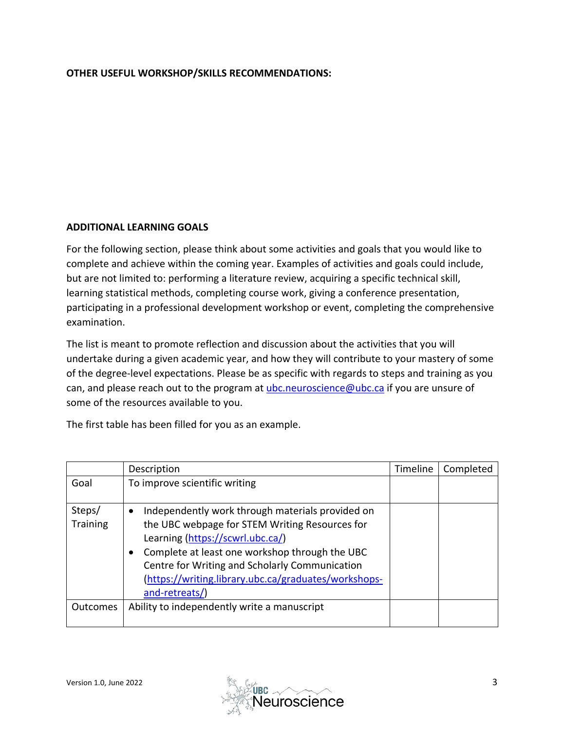**OTHER USEFUL WORKSHOP/SKILLS RECOMMENDATIONS:**

**ADDITIONAL LEARNING GOALS**

For the following section, please think about some activities and goals that you would like to complete and achieve within the coming year. Examples of activities and goals could include, but are not limited to: performing a literature review, acquiring a specific technical skill, learning statistical methods, completing course work, giving a conference presentation, participating in a professional development workshop or event, completing the comprehensive examination.

The list is meant to promote reflection and discussion about the activities that you will undertake during a given academic year, and how they will contribute to your mastery of some of the degree-level expectations. Please be as specific with regards to steps and training as you can, and please reach out to the program at ubc.neuroscience@ubc.ca if you are unsure of some of the resources available to you.

The first table has been filled for you as an example.

| | Description | Timeline | Completed |
|---|---|---|---|
| Goal | To improve scientific writing | | |
| Steps/ Training | • Independently work through materials provided on the UBC webpage for STEM Writing Resources for Learning (https://scwrl.ubc.ca/)<br>• Complete at least one workshop through the UBC Centre for Writing and Scholarly Communication (https://writing.library.ubc.ca/graduates/workshops-and-retreats/) | | |
| Outcomes | Ability to independently write a manuscript | | |

Version 1.0, June 2022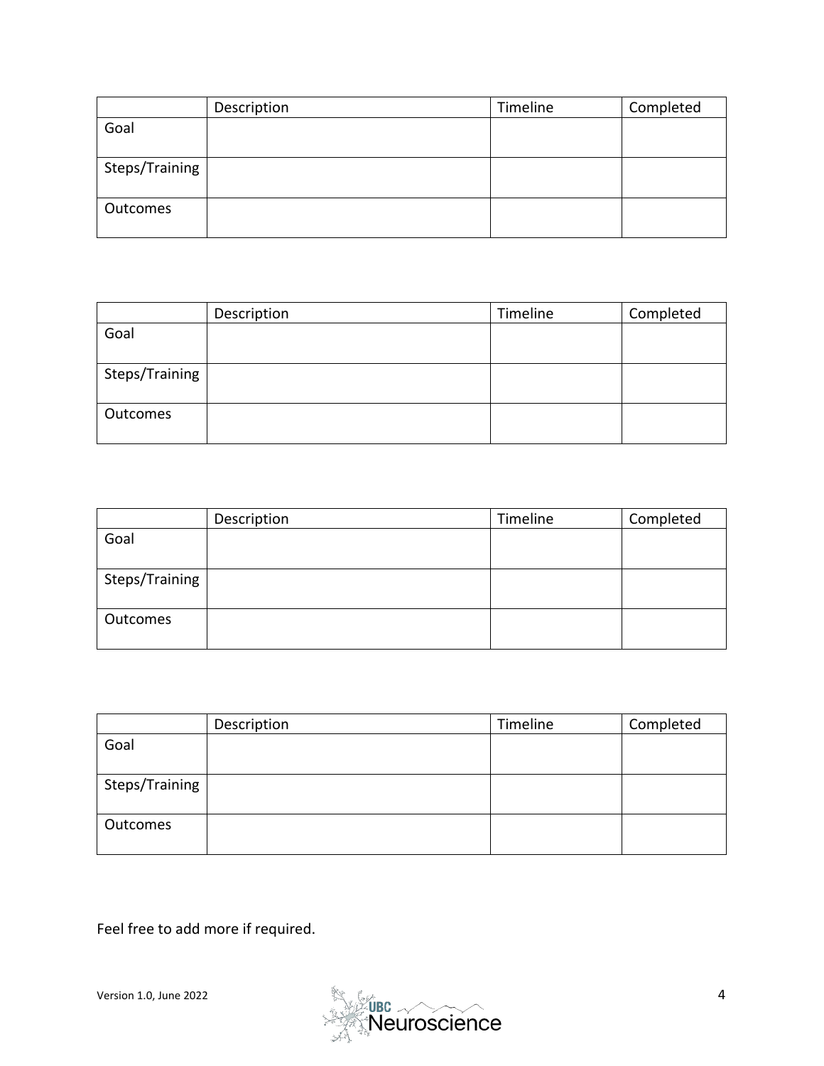| | Description | Timeline | Completed |
|---|---|---|---|
| Goal | | | |
| Steps/Training | | | |
| Outcomes | | | |

| | Description | Timeline | Completed |
|---|---|---|---|
| Goal | | | |
| Steps/Training | | | |
| Outcomes | | | |

| | Description | Timeline | Completed |
|---|---|---|---|
| Goal | | | |
| Steps/Training | | | |
| Outcomes | | | |

| | Description | Timeline | Completed |
|---|---|---|---|
| Goal | | | |
| Steps/Training | | | |
| Outcomes | | | |

Feel free to add more if required.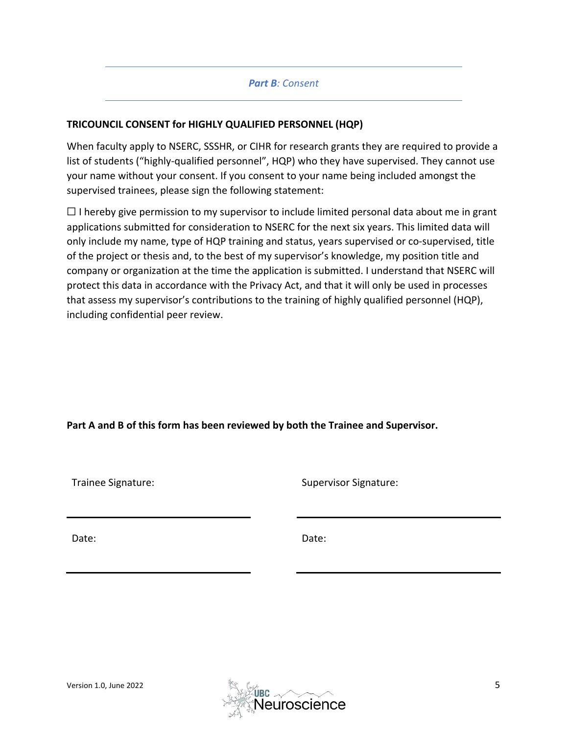***Part B**: Consent*

**TRICOUNCIL CONSENT for HIGHLY QUALIFIED PERSONNEL (HQP)**

When faculty apply to NSERC, SSSHR, or CIHR for research grants they are required to provide a list of students ("highly-qualified personnel", HQP) who they have supervised. They cannot use your name without your consent. If you consent to your name being included amongst the supervised trainees, please sign the following statement:

☐ I hereby give permission to my supervisor to include limited personal data about me in grant applications submitted for consideration to NSERC for the next six years. This limited data will only include my name, type of HQP training and status, years supervised or co-supervised, title of the project or thesis and, to the best of my supervisor's knowledge, my position title and company or organization at the time the application is submitted. I understand that NSERC will protect this data in accordance with the Privacy Act, and that it will only be used in processes that assess my supervisor's contributions to the training of highly qualified personnel (HQP), including confidential peer review.

**Part A and B of this form has been reviewed by both the Trainee and Supervisor.**

Trainee Signature: ______________________

Date: ______________________

Supervisor Signature: ______________________

Date: ______________________

Version 1.0, June 2022

UBC Neuroscience